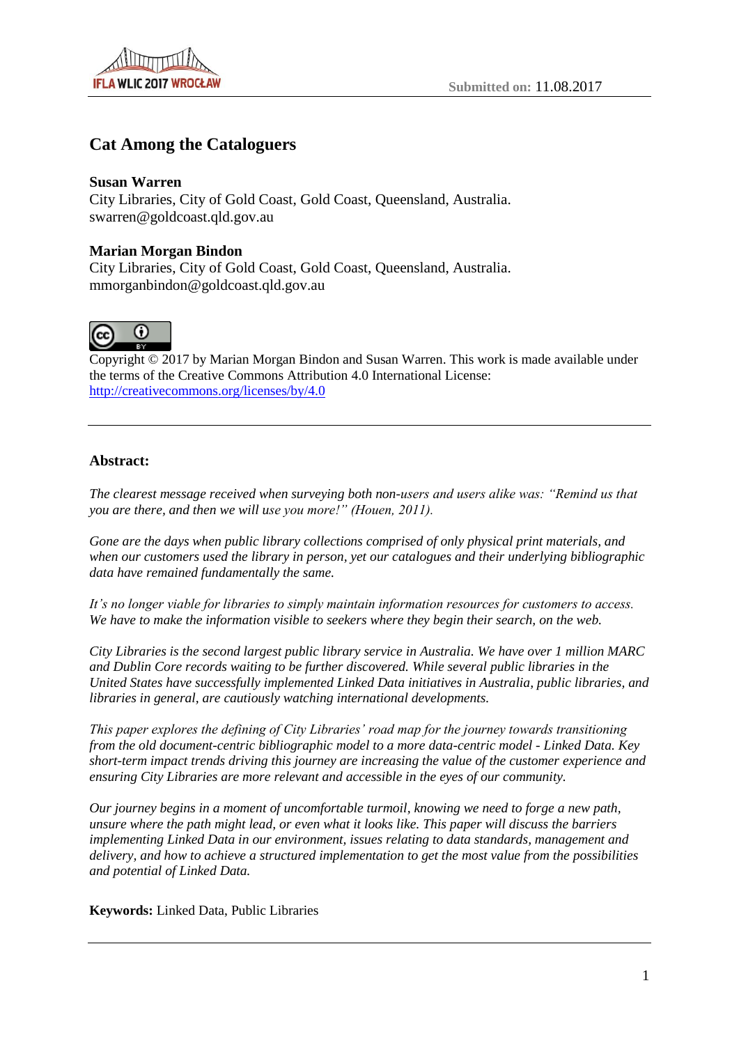Submitted on: 11.08.2017

# Cat Among the Cataloguers

**Susan Warren**
City Libraries, City of Gold Coast, Gold Coast, Queensland, Australia.
swarren@goldcoast.qld.gov.au

**Marian Morgan Bindon**
City Libraries, City of Gold Coast, Gold Coast, Queensland, Australia.
mmorganbindon@goldcoast.qld.gov.au

Copyright © 2017 by Marian Morgan Bindon and Susan Warren. This work is made available under the terms of the Creative Commons Attribution 4.0 International License: http://creativecommons.org/licenses/by/4.0

---

**Abstract:**

*The clearest message received when surveying both non-users and users alike was: "Remind us that you are there, and then we will use you more!" (Houen, 2011).*

*Gone are the days when public library collections comprised of only physical print materials, and when our customers used the library in person, yet our catalogues and their underlying bibliographic data have remained fundamentally the same.*

*It's no longer viable for libraries to simply maintain information resources for customers to access. We have to make the information visible to seekers where they begin their search, on the web.*

*City Libraries is the second largest public library service in Australia. We have over 1 million MARC and Dublin Core records waiting to be further discovered. While several public libraries in the United States have successfully implemented Linked Data initiatives in Australia, public libraries, and libraries in general, are cautiously watching international developments.*

*This paper explores the defining of City Libraries' road map for the journey towards transitioning from the old document-centric bibliographic model to a more data-centric model - Linked Data. Key short-term impact trends driving this journey are increasing the value of the customer experience and ensuring City Libraries are more relevant and accessible in the eyes of our community.*

*Our journey begins in a moment of uncomfortable turmoil, knowing we need to forge a new path, unsure where the path might lead, or even what it looks like. This paper will discuss the barriers implementing Linked Data in our environment, issues relating to data standards, management and delivery, and how to achieve a structured implementation to get the most value from the possibilities and potential of Linked Data.*

**Keywords:** Linked Data, Public Libraries

---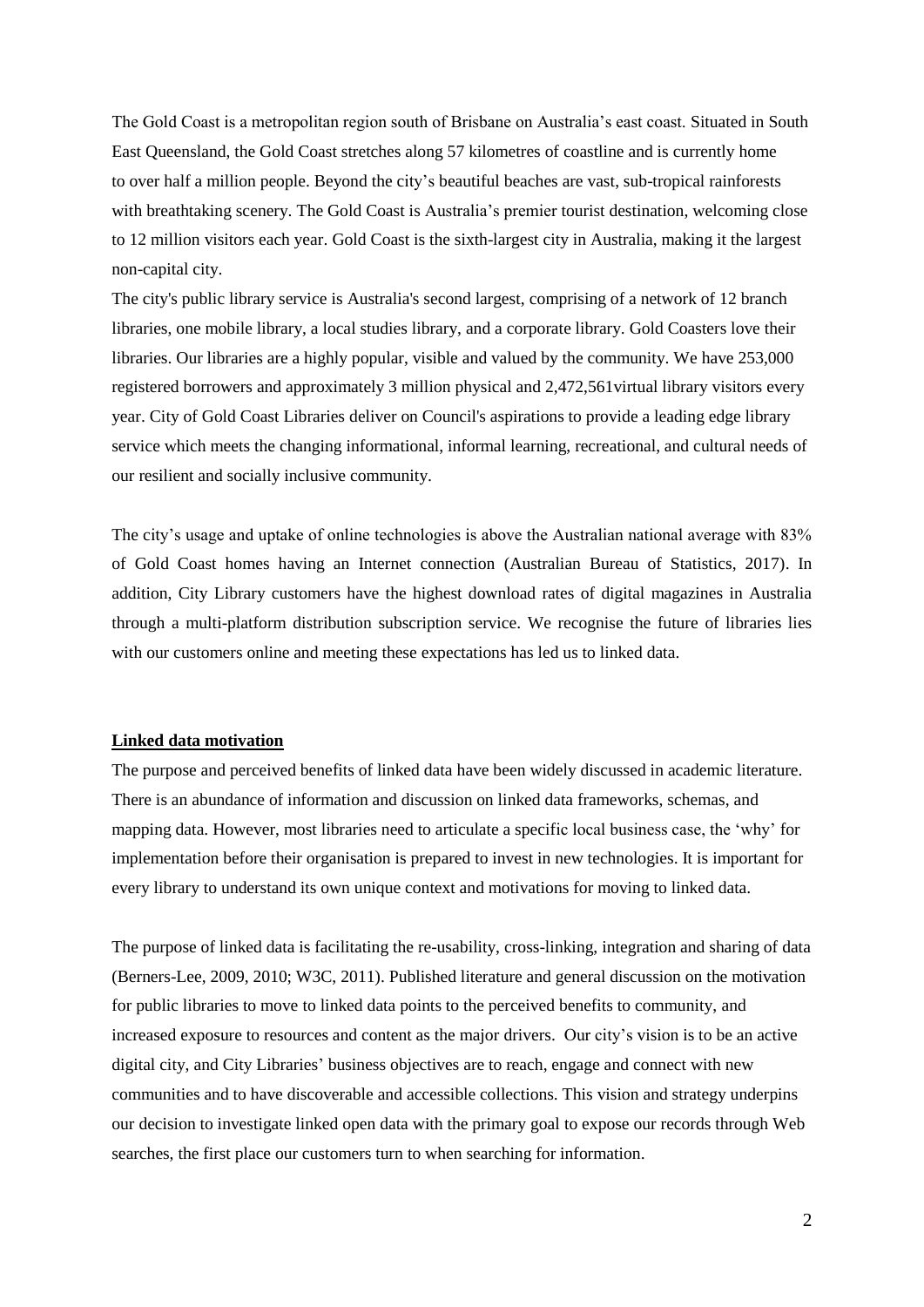The Gold Coast is a metropolitan region south of Brisbane on Australia's east coast. Situated in South East Queensland, the Gold Coast stretches along 57 kilometres of coastline and is currently home to over half a million people. Beyond the city's beautiful beaches are vast, sub-tropical rainforests with breathtaking scenery. The Gold Coast is Australia's premier tourist destination, welcoming close to 12 million visitors each year. Gold Coast is the sixth-largest city in Australia, making it the largest non-capital city.

The city's public library service is Australia's second largest, comprising of a network of 12 branch libraries, one mobile library, a local studies library, and a corporate library. Gold Coasters love their libraries. Our libraries are a highly popular, visible and valued by the community. We have 253,000 registered borrowers and approximately 3 million physical and 2,472,561virtual library visitors every year. City of Gold Coast Libraries deliver on Council's aspirations to provide a leading edge library service which meets the changing informational, informal learning, recreational, and cultural needs of our resilient and socially inclusive community.

The city's usage and uptake of online technologies is above the Australian national average with 83% of Gold Coast homes having an Internet connection (Australian Bureau of Statistics, 2017). In addition, City Library customers have the highest download rates of digital magazines in Australia through a multi-platform distribution subscription service. We recognise the future of libraries lies with our customers online and meeting these expectations has led us to linked data.

## Linked data motivation

The purpose and perceived benefits of linked data have been widely discussed in academic literature. There is an abundance of information and discussion on linked data frameworks, schemas, and mapping data. However, most libraries need to articulate a specific local business case, the 'why' for implementation before their organisation is prepared to invest in new technologies. It is important for every library to understand its own unique context and motivations for moving to linked data.

The purpose of linked data is facilitating the re-usability, cross-linking, integration and sharing of data (Berners-Lee, 2009, 2010; W3C, 2011). Published literature and general discussion on the motivation for public libraries to move to linked data points to the perceived benefits to community, and increased exposure to resources and content as the major drivers. Our city's vision is to be an active digital city, and City Libraries' business objectives are to reach, engage and connect with new communities and to have discoverable and accessible collections. This vision and strategy underpins our decision to investigate linked open data with the primary goal to expose our records through Web searches, the first place our customers turn to when searching for information.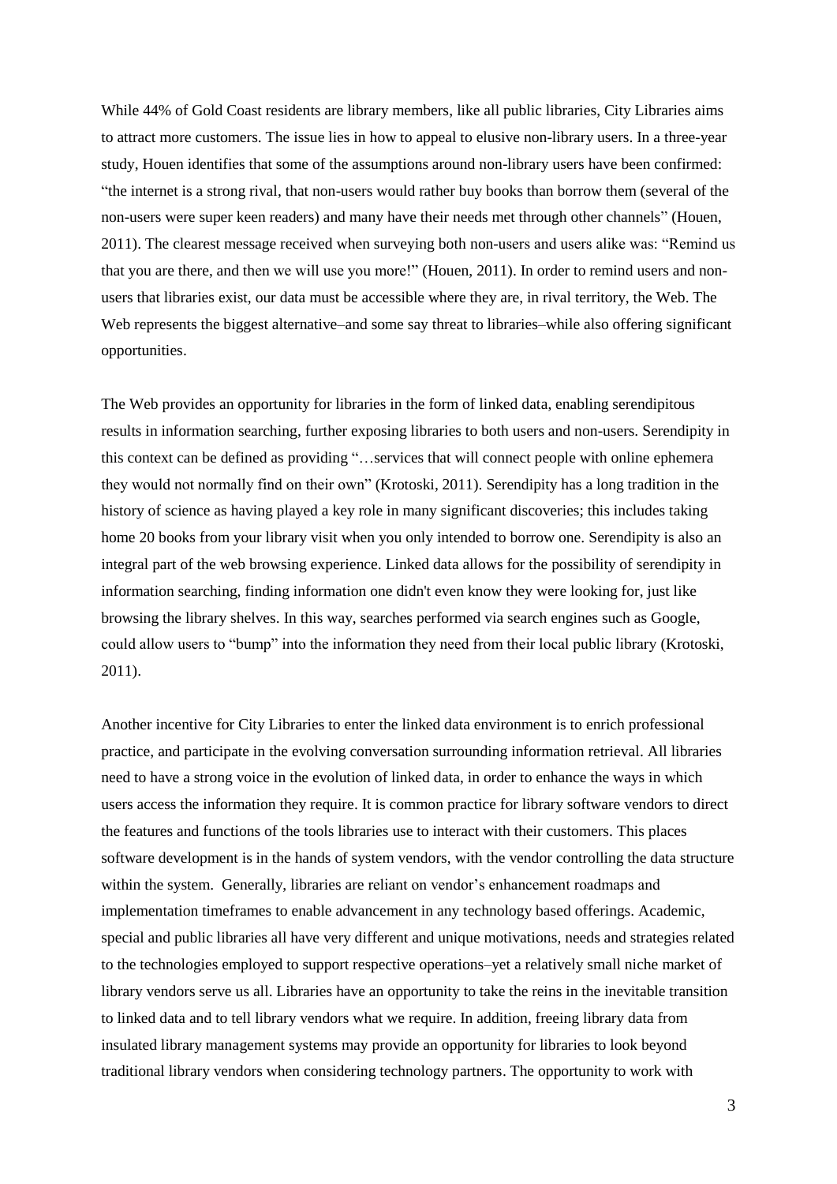While 44% of Gold Coast residents are library members, like all public libraries, City Libraries aims to attract more customers. The issue lies in how to appeal to elusive non-library users. In a three-year study, Houen identifies that some of the assumptions around non-library users have been confirmed: "the internet is a strong rival, that non-users would rather buy books than borrow them (several of the non-users were super keen readers) and many have their needs met through other channels" (Houen, 2011). The clearest message received when surveying both non-users and users alike was: "Remind us that you are there, and then we will use you more!" (Houen, 2011). In order to remind users and non-users that libraries exist, our data must be accessible where they are, in rival territory, the Web. The Web represents the biggest alternative–and some say threat to libraries–while also offering significant opportunities.

The Web provides an opportunity for libraries in the form of linked data, enabling serendipitous results in information searching, further exposing libraries to both users and non-users. Serendipity in this context can be defined as providing "…services that will connect people with online ephemera they would not normally find on their own" (Krotoski, 2011). Serendipity has a long tradition in the history of science as having played a key role in many significant discoveries; this includes taking home 20 books from your library visit when you only intended to borrow one. Serendipity is also an integral part of the web browsing experience. Linked data allows for the possibility of serendipity in information searching, finding information one didn't even know they were looking for, just like browsing the library shelves. In this way, searches performed via search engines such as Google, could allow users to "bump" into the information they need from their local public library (Krotoski, 2011).

Another incentive for City Libraries to enter the linked data environment is to enrich professional practice, and participate in the evolving conversation surrounding information retrieval. All libraries need to have a strong voice in the evolution of linked data, in order to enhance the ways in which users access the information they require. It is common practice for library software vendors to direct the features and functions of the tools libraries use to interact with their customers. This places software development is in the hands of system vendors, with the vendor controlling the data structure within the system. Generally, libraries are reliant on vendor's enhancement roadmaps and implementation timeframes to enable advancement in any technology based offerings. Academic, special and public libraries all have very different and unique motivations, needs and strategies related to the technologies employed to support respective operations–yet a relatively small niche market of library vendors serve us all. Libraries have an opportunity to take the reins in the inevitable transition to linked data and to tell library vendors what we require. In addition, freeing library data from insulated library management systems may provide an opportunity for libraries to look beyond traditional library vendors when considering technology partners. The opportunity to work with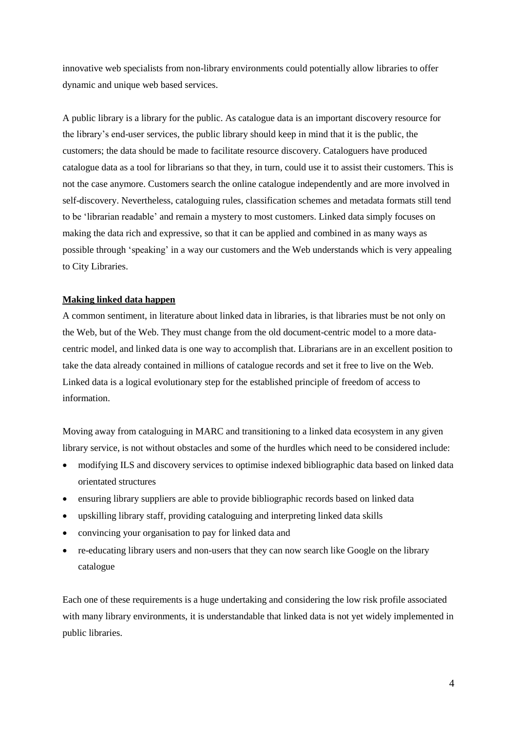innovative web specialists from non-library environments could potentially allow libraries to offer dynamic and unique web based services.

A public library is a library for the public. As catalogue data is an important discovery resource for the library's end-user services, the public library should keep in mind that it is the public, the customers; the data should be made to facilitate resource discovery. Cataloguers have produced catalogue data as a tool for librarians so that they, in turn, could use it to assist their customers. This is not the case anymore. Customers search the online catalogue independently and are more involved in self-discovery. Nevertheless, cataloguing rules, classification schemes and metadata formats still tend to be 'librarian readable' and remain a mystery to most customers. Linked data simply focuses on making the data rich and expressive, so that it can be applied and combined in as many ways as possible through 'speaking' in a way our customers and the Web understands which is very appealing to City Libraries.

## Making linked data happen

A common sentiment, in literature about linked data in libraries, is that libraries must be not only on the Web, but of the Web. They must change from the old document-centric model to a more data-centric model, and linked data is one way to accomplish that. Librarians are in an excellent position to take the data already contained in millions of catalogue records and set it free to live on the Web. Linked data is a logical evolutionary step for the established principle of freedom of access to information.

Moving away from cataloguing in MARC and transitioning to a linked data ecosystem in any given library service, is not without obstacles and some of the hurdles which need to be considered include:

- modifying ILS and discovery services to optimise indexed bibliographic data based on linked data orientated structures
- ensuring library suppliers are able to provide bibliographic records based on linked data
- upskilling library staff, providing cataloguing and interpreting linked data skills
- convincing your organisation to pay for linked data and
- re-educating library users and non-users that they can now search like Google on the library catalogue

Each one of these requirements is a huge undertaking and considering the low risk profile associated with many library environments, it is understandable that linked data is not yet widely implemented in public libraries.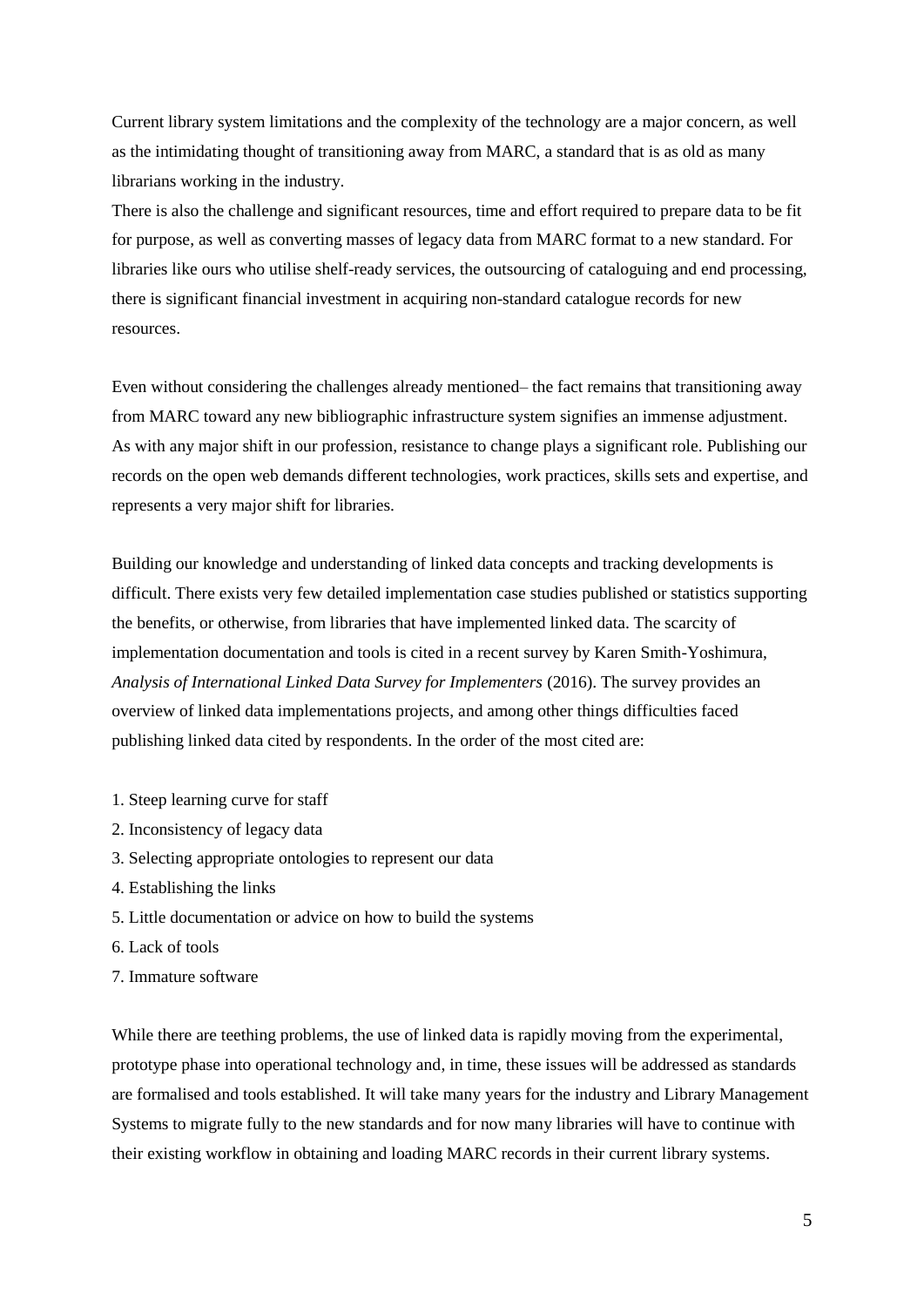Current library system limitations and the complexity of the technology are a major concern, as well as the intimidating thought of transitioning away from MARC, a standard that is as old as many librarians working in the industry.

There is also the challenge and significant resources, time and effort required to prepare data to be fit for purpose, as well as converting masses of legacy data from MARC format to a new standard. For libraries like ours who utilise shelf-ready services, the outsourcing of cataloguing and end processing, there is significant financial investment in acquiring non-standard catalogue records for new resources.

Even without considering the challenges already mentioned– the fact remains that transitioning away from MARC toward any new bibliographic infrastructure system signifies an immense adjustment. As with any major shift in our profession, resistance to change plays a significant role. Publishing our records on the open web demands different technologies, work practices, skills sets and expertise, and represents a very major shift for libraries.

Building our knowledge and understanding of linked data concepts and tracking developments is difficult. There exists very few detailed implementation case studies published or statistics supporting the benefits, or otherwise, from libraries that have implemented linked data. The scarcity of implementation documentation and tools is cited in a recent survey by Karen Smith-Yoshimura, *Analysis of International Linked Data Survey for Implementers* (2016). The survey provides an overview of linked data implementations projects, and among other things difficulties faced publishing linked data cited by respondents. In the order of the most cited are:

1. Steep learning curve for staff
2. Inconsistency of legacy data
3. Selecting appropriate ontologies to represent our data
4. Establishing the links
5. Little documentation or advice on how to build the systems
6. Lack of tools
7. Immature software

While there are teething problems, the use of linked data is rapidly moving from the experimental, prototype phase into operational technology and, in time, these issues will be addressed as standards are formalised and tools established. It will take many years for the industry and Library Management Systems to migrate fully to the new standards and for now many libraries will have to continue with their existing workflow in obtaining and loading MARC records in their current library systems.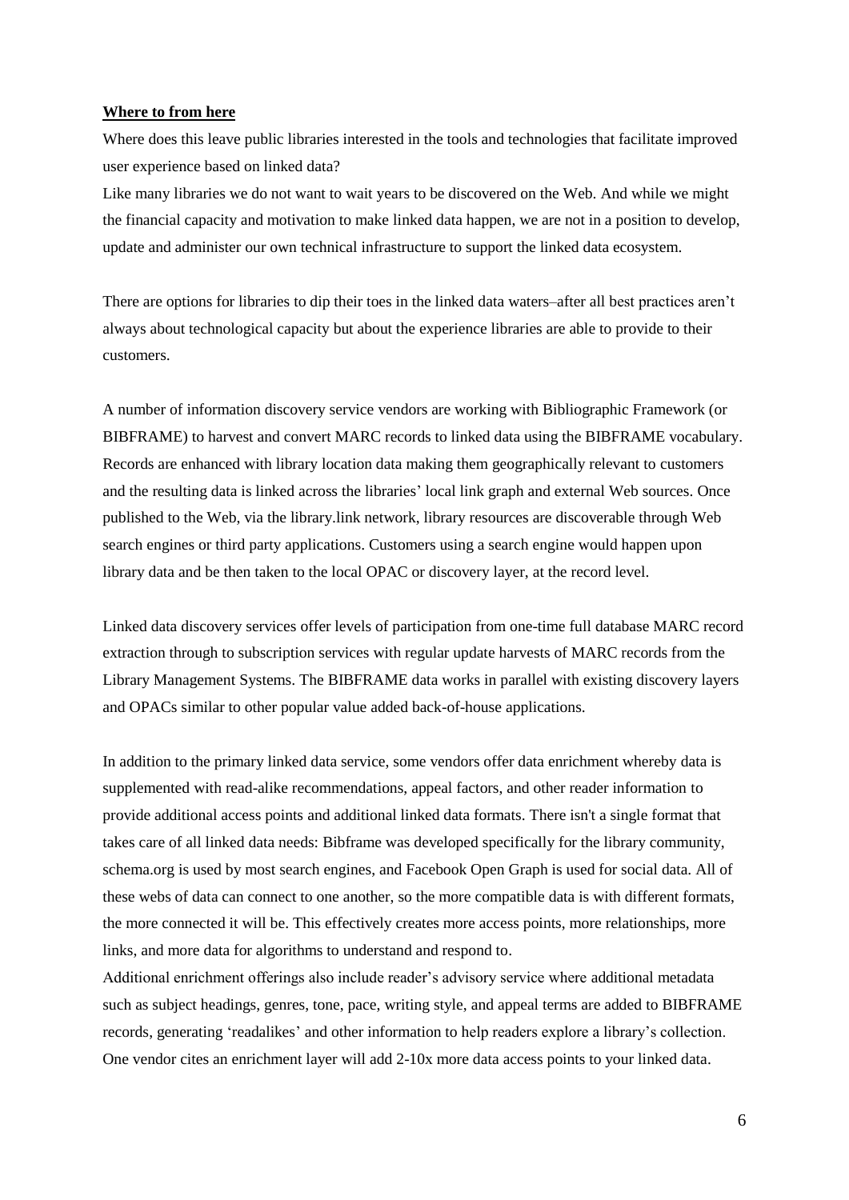**Where to from here**

Where does this leave public libraries interested in the tools and technologies that facilitate improved user experience based on linked data?

Like many libraries we do not want to wait years to be discovered on the Web. And while we might the financial capacity and motivation to make linked data happen, we are not in a position to develop, update and administer our own technical infrastructure to support the linked data ecosystem.

There are options for libraries to dip their toes in the linked data waters–after all best practices aren't always about technological capacity but about the experience libraries are able to provide to their customers.

A number of information discovery service vendors are working with Bibliographic Framework (or BIBFRAME) to harvest and convert MARC records to linked data using the BIBFRAME vocabulary. Records are enhanced with library location data making them geographically relevant to customers and the resulting data is linked across the libraries' local link graph and external Web sources. Once published to the Web, via the library.link network, library resources are discoverable through Web search engines or third party applications. Customers using a search engine would happen upon library data and be then taken to the local OPAC or discovery layer, at the record level.

Linked data discovery services offer levels of participation from one-time full database MARC record extraction through to subscription services with regular update harvests of MARC records from the Library Management Systems. The BIBFRAME data works in parallel with existing discovery layers and OPACs similar to other popular value added back-of-house applications.

In addition to the primary linked data service, some vendors offer data enrichment whereby data is supplemented with read-alike recommendations, appeal factors, and other reader information to provide additional access points and additional linked data formats. There isn't a single format that takes care of all linked data needs: Bibframe was developed specifically for the library community, schema.org is used by most search engines, and Facebook Open Graph is used for social data. All of these webs of data can connect to one another, so the more compatible data is with different formats, the more connected it will be. This effectively creates more access points, more relationships, more links, and more data for algorithms to understand and respond to.

Additional enrichment offerings also include reader's advisory service where additional metadata such as subject headings, genres, tone, pace, writing style, and appeal terms are added to BIBFRAME records, generating 'readalikes' and other information to help readers explore a library's collection. One vendor cites an enrichment layer will add 2-10x more data access points to your linked data.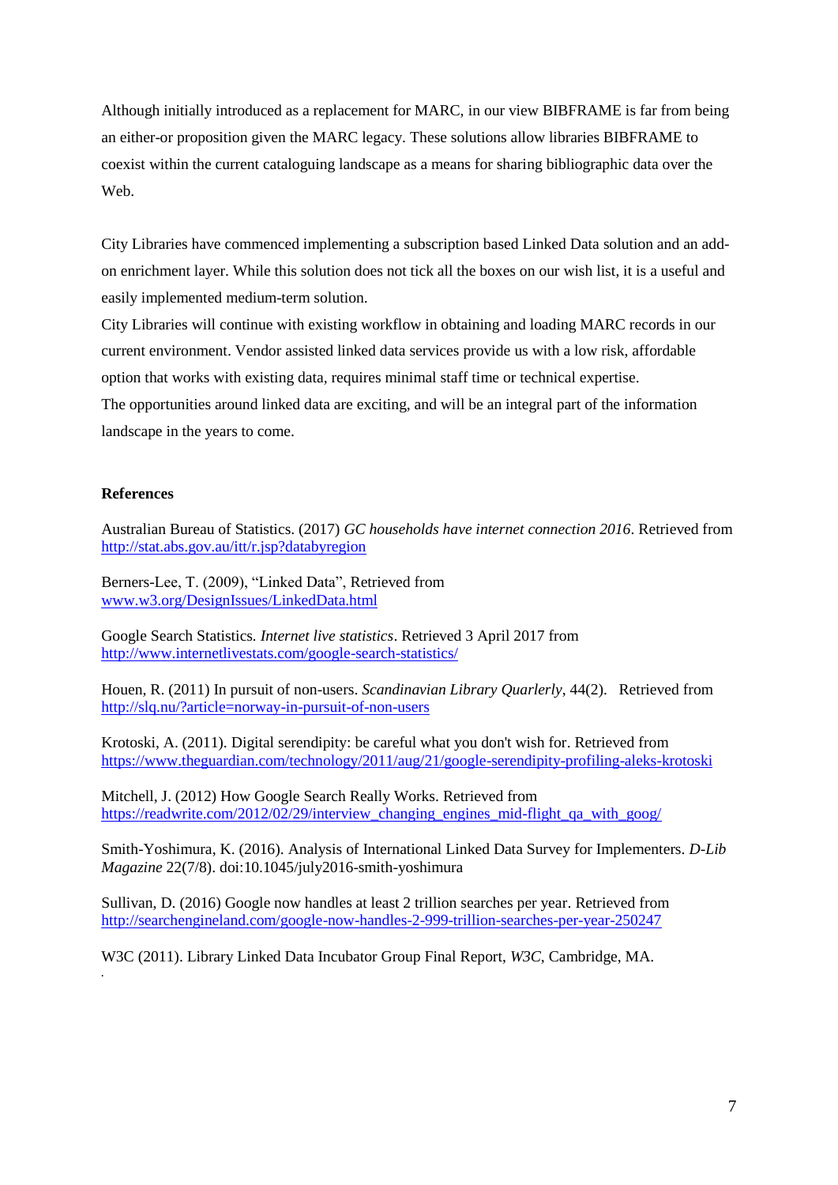Although initially introduced as a replacement for MARC, in our view BIBFRAME is far from being an either-or proposition given the MARC legacy. These solutions allow libraries BIBFRAME to coexist within the current cataloguing landscape as a means for sharing bibliographic data over the Web.

City Libraries have commenced implementing a subscription based Linked Data solution and an add-on enrichment layer. While this solution does not tick all the boxes on our wish list, it is a useful and easily implemented medium-term solution.

City Libraries will continue with existing workflow in obtaining and loading MARC records in our current environment. Vendor assisted linked data services provide us with a low risk, affordable option that works with existing data, requires minimal staff time or technical expertise.

The opportunities around linked data are exciting, and will be an integral part of the information landscape in the years to come.

**References**

Australian Bureau of Statistics. (2017) *GC households have internet connection 2016*. Retrieved from http://stat.abs.gov.au/itt/r.jsp?databyregion

Berners-Lee, T. (2009), "Linked Data", Retrieved from www.w3.org/DesignIssues/LinkedData.html

Google Search Statistics*. Internet live statistics*. Retrieved 3 April 2017 from http://www.internetlivestats.com/google-search-statistics/

Houen, R. (2011) In pursuit of non-users. *Scandinavian Library Quarlerly*, 44(2). Retrieved from http://slq.nu/?article=norway-in-pursuit-of-non-users

Krotoski, A. (2011). Digital serendipity: be careful what you don't wish for. Retrieved from https://www.theguardian.com/technology/2011/aug/21/google-serendipity-profiling-aleks-krotoski

Mitchell, J. (2012) How Google Search Really Works. Retrieved from https://readwrite.com/2012/02/29/interview_changing_engines_mid-flight_qa_with_goog/

Smith-Yoshimura, K. (2016). Analysis of International Linked Data Survey for Implementers. *D-Lib Magazine* 22(7/8). doi:10.1045/july2016-smith-yoshimura

Sullivan, D. (2016) Google now handles at least 2 trillion searches per year. Retrieved from http://searchengineland.com/google-now-handles-2-999-trillion-searches-per-year-250247

W3C (2011). Library Linked Data Incubator Group Final Report, *W3C*, Cambridge, MA.